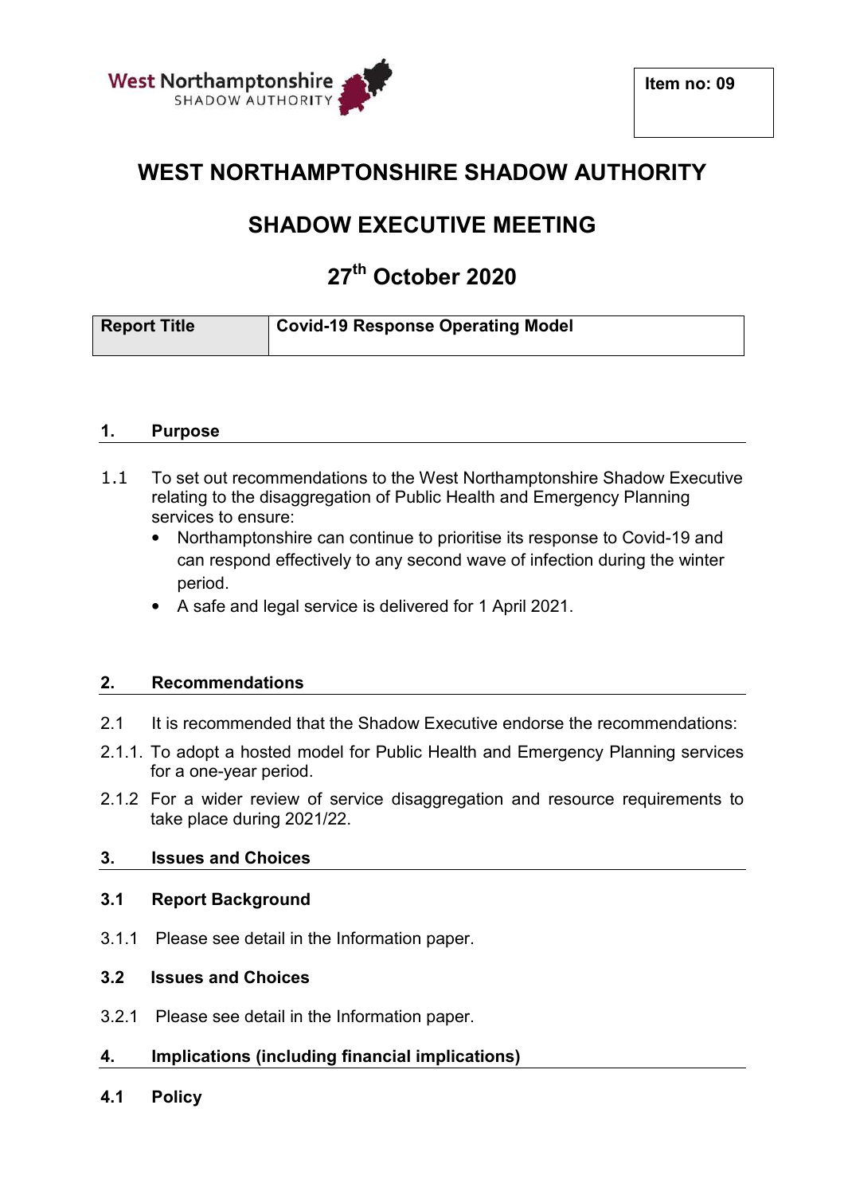West Northamptonshire SHADOW AUTHORITY

**Item no: 09**

# WEST NORTHAMPTONSHIRE SHADOW AUTHORITY

## SHADOW EXECUTIVE MEETING

## 27th October 2020

| Report Title | Covid-19 Response Operating Model |
|---|---|

### 1. Purpose

1.1 To set out recommendations to the West Northamptonshire Shadow Executive relating to the disaggregation of Public Health and Emergency Planning services to ensure:

- Northamptonshire can continue to prioritise its response to Covid-19 and can respond effectively to any second wave of infection during the winter period.
- A safe and legal service is delivered for 1 April 2021.

### 2. Recommendations

2.1 It is recommended that the Shadow Executive endorse the recommendations:

2.1.1. To adopt a hosted model for Public Health and Emergency Planning services for a one-year period.

2.1.2 For a wider review of service disaggregation and resource requirements to take place during 2021/22.

### 3. Issues and Choices

#### 3.1 Report Background

3.1.1 Please see detail in the Information paper.

#### 3.2 Issues and Choices

3.2.1 Please see detail in the Information paper.

### 4. Implications (including financial implications)

#### 4.1 Policy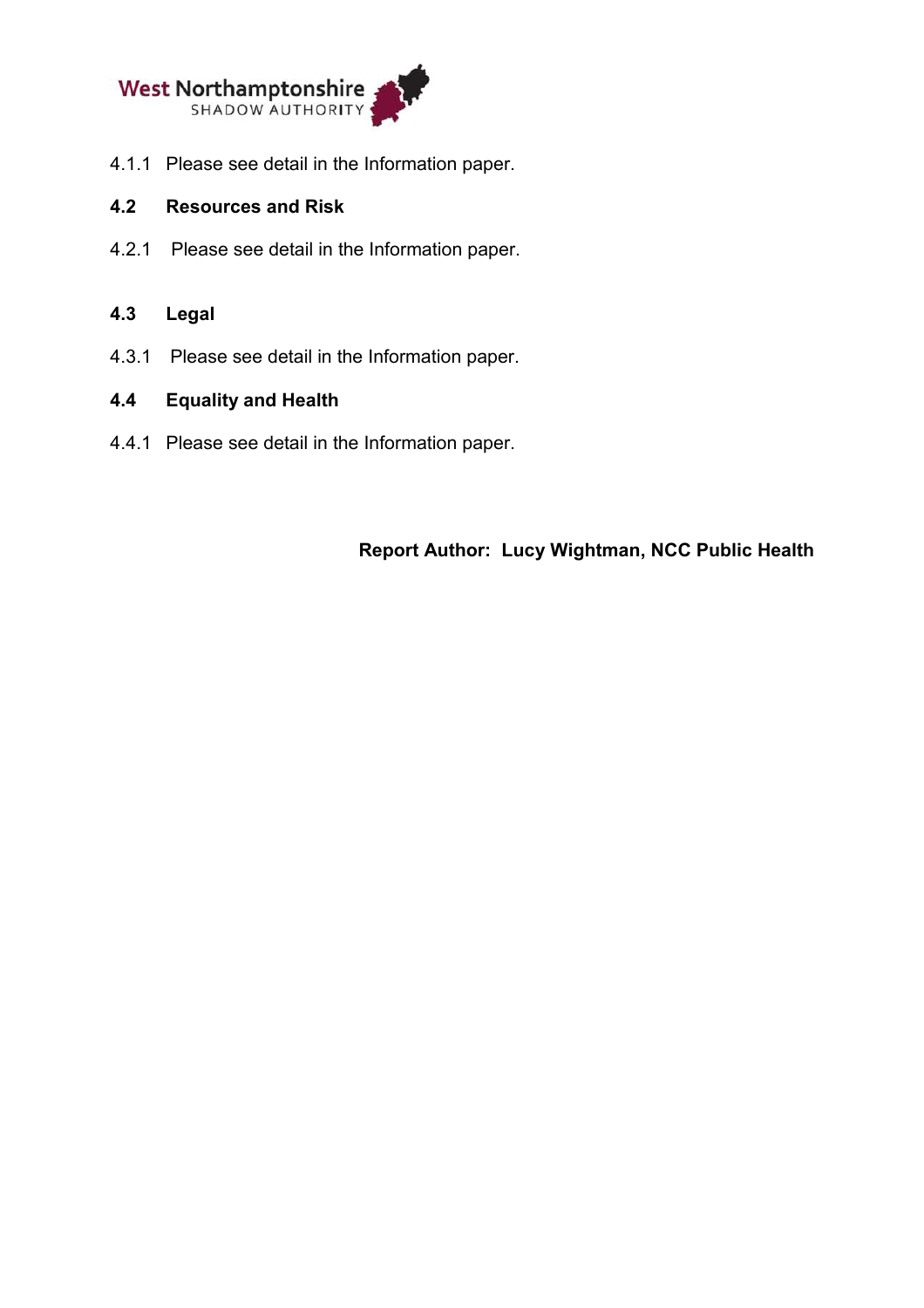4.1.1 Please see detail in the Information paper.

**4.2 Resources and Risk**

4.2.1 Please see detail in the Information paper.

**4.3 Legal**

4.3.1 Please see detail in the Information paper.

**4.4 Equality and Health**

4.4.1 Please see detail in the Information paper.

**Report Author: Lucy Wightman, NCC Public Health**